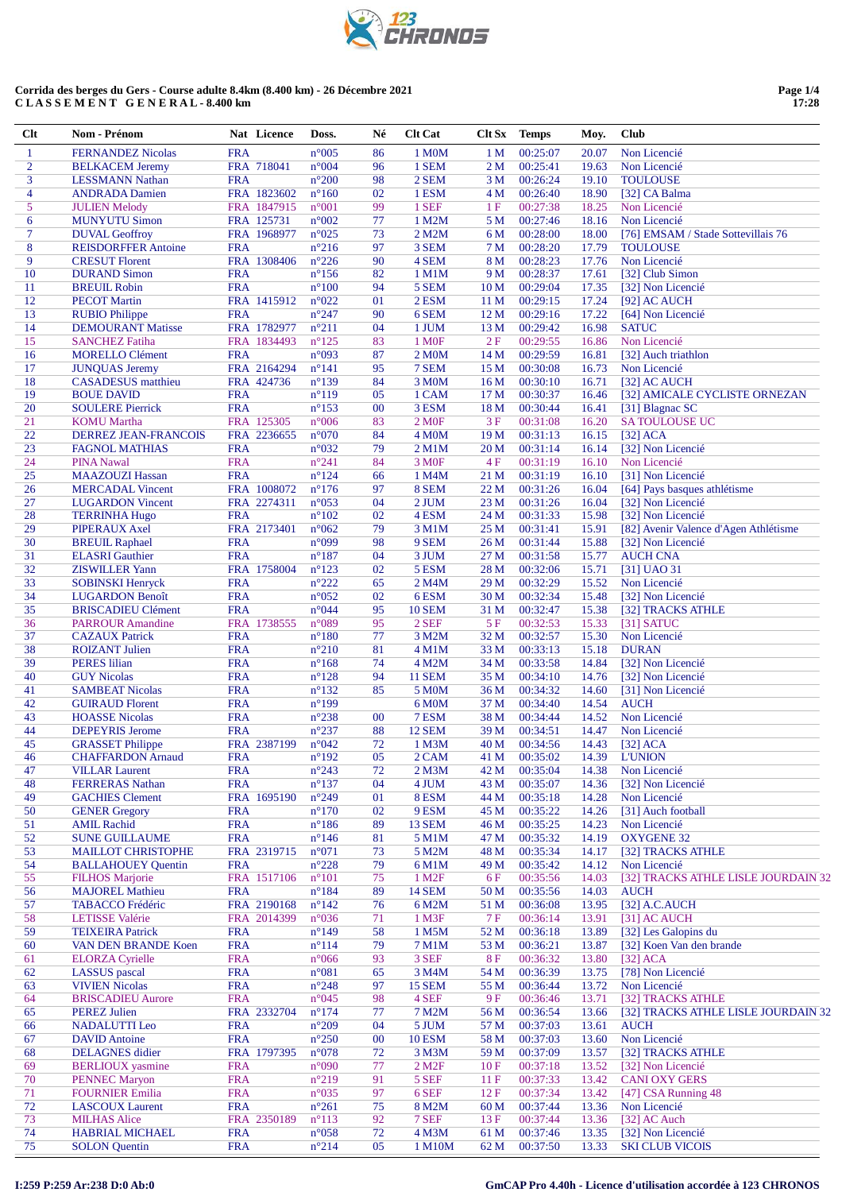# Corrida des berges du Gers - Course adulte 8.4km (8.400 km) - 26 Décembre 2021

**CLASSEMENT GENERAL - 8.400 km**

| Clt | Nom - Prénom | Nat | Licence | Doss. | Né | Clt Cat | Clt Sx | Temps | Moy. | Club |
|---|---|---|---|---|---|---|---|---|---|---|
| 1 | FERNANDEZ Nicolas | FRA | | n°005 | 86 | 1 M0M | 1 M | 00:25:07 | 20.07 | Non Licencié |
| 2 | BELKACEM Jeremy | FRA | 718041 | n°004 | 96 | 1 SEM | 2 M | 00:25:41 | 19.63 | Non Licencié |
| 3 | LESSMANN Nathan | FRA | | n°200 | 98 | 2 SEM | 3 M | 00:26:24 | 19.10 | TOULOUSE |
| 4 | ANDRADA Damien | FRA | 1823602 | n°160 | 02 | 1 ESM | 4 M | 00:26:40 | 18.90 | [32] CA Balma |
| 5 | JULIEN Melody | FRA | 1847915 | n°001 | 99 | 1 SEF | 1 F | 00:27:38 | 18.25 | Non Licencié |
| 6 | MUNYUTU Simon | FRA | 125731 | n°002 | 77 | 1 M2M | 5 M | 00:27:46 | 18.16 | Non Licencié |
| 7 | DUVAL Geoffroy | FRA | 1968977 | n°025 | 73 | 2 M2M | 6 M | 00:28:00 | 18.00 | [76] EMSAM / Stade Sottevillais 76 |
| 8 | REISDORFFER Antoine | FRA | | n°216 | 97 | 3 SEM | 7 M | 00:28:20 | 17.79 | TOULOUSE |
| 9 | CRESUT Florent | FRA | 1308406 | n°226 | 90 | 4 SEM | 8 M | 00:28:23 | 17.76 | Non Licencié |
| 10 | DURAND Simon | FRA | | n°156 | 82 | 1 M1M | 9 M | 00:28:37 | 17.61 | [32] Club Simon |
| 11 | BREUIL Robin | FRA | | n°100 | 94 | 5 SEM | 10 M | 00:29:04 | 17.35 | [32] Non Licencié |
| 12 | PECOT Martin | FRA | 1415912 | n°022 | 01 | 2 ESM | 11 M | 00:29:15 | 17.24 | [92] AC AUCH |
| 13 | RUBIO Philippe | FRA | | n°247 | 90 | 6 SEM | 12 M | 00:29:16 | 17.22 | [64] Non Licencié |
| 14 | DEMOURANT Matisse | FRA | 1782977 | n°211 | 04 | 1 JUM | 13 M | 00:29:42 | 16.98 | SATUC |
| 15 | SANCHEZ Fatiha | FRA | 1834493 | n°125 | 83 | 1 M0F | 2 F | 00:29:55 | 16.86 | Non Licencié |
| 16 | MORELLO Clément | FRA | | n°093 | 87 | 2 M0M | 14 M | 00:29:59 | 16.81 | [32] Auch triathlon |
| 17 | JUNQUAS Jeremy | FRA | 2164294 | n°141 | 95 | 7 SEM | 15 M | 00:30:08 | 16.73 | Non Licencié |
| 18 | CASADESUS matthieu | FRA | 424736 | n°139 | 84 | 3 M0M | 16 M | 00:30:10 | 16.71 | [32] AC AUCH |
| 19 | BOUE DAVID | FRA | | n°119 | 05 | 1 CAM | 17 M | 00:30:37 | 16.46 | [32] AMICALE CYCLISTE ORNEZAN |
| 20 | SOULERE Pierrick | FRA | | n°153 | 00 | 3 ESM | 18 M | 00:30:44 | 16.41 | [31] Blagnac SC |
| 21 | KOMU Martha | FRA | 125305 | n°006 | 83 | 2 M0F | 3 F | 00:31:08 | 16.20 | SA TOULOUSE UC |
| 22 | DERREZ JEAN-FRANCOIS | FRA | 2236655 | n°070 | 84 | 4 M0M | 19 M | 00:31:13 | 16.15 | [32] ACA |
| 23 | FAGNOL MATHIAS | FRA | | n°032 | 79 | 2 M1M | 20 M | 00:31:14 | 16.14 | [32] Non Licencié |
| 24 | PINA Nawal | FRA | | n°241 | 84 | 3 M0F | 4 F | 00:31:19 | 16.10 | Non Licencié |
| 25 | MAAZOUZI Hassan | FRA | | n°124 | 66 | 1 M4M | 21 M | 00:31:19 | 16.10 | [31] Non Licencié |
| 26 | MERCADAL Vincent | FRA | 1008072 | n°176 | 97 | 8 SEM | 22 M | 00:31:26 | 16.04 | [64] Pays basques athlétisme |
| 27 | LUGARDON Vincent | FRA | 2274311 | n°053 | 04 | 2 JUM | 23 M | 00:31:26 | 16.04 | [32] Non Licencié |
| 28 | TERRINHA Hugo | FRA | | n°102 | 02 | 4 ESM | 24 M | 00:31:33 | 15.98 | [32] Non Licencié |
| 29 | PIPERAUX Axel | FRA | 2173401 | n°062 | 79 | 3 M1M | 25 M | 00:31:41 | 15.91 | [82] Avenir Valence d'Agen Athlétisme |
| 30 | BREUIL Raphael | FRA | | n°099 | 98 | 9 SEM | 26 M | 00:31:44 | 15.88 | [32] Non Licencié |
| 31 | ELASRI Gauthier | FRA | | n°187 | 04 | 3 JUM | 27 M | 00:31:58 | 15.77 | AUCH CNA |
| 32 | ZISWILLER Yann | FRA | 1758004 | n°123 | 02 | 5 ESM | 28 M | 00:32:06 | 15.71 | [31] UAO 31 |
| 33 | SOBINSKI Henryck | FRA | | n°222 | 65 | 2 M4M | 29 M | 00:32:29 | 15.52 | Non Licencié |
| 34 | LUGARDON Benoît | FRA | | n°052 | 02 | 6 ESM | 30 M | 00:32:34 | 15.48 | [32] Non Licencié |
| 35 | BRISCADIEU Clément | FRA | | n°044 | 95 | 10 SEM | 31 M | 00:32:47 | 15.38 | [32] TRACKS ATHLE |
| 36 | PARROUR Amandine | FRA | 1738555 | n°089 | 95 | 2 SEF | 5 F | 00:32:53 | 15.33 | [31] SATUC |
| 37 | CAZAUX Patrick | FRA | | n°180 | 77 | 3 M2M | 32 M | 00:32:57 | 15.30 | Non Licencié |
| 38 | ROIZANT Julien | FRA | | n°210 | 81 | 4 M1M | 33 M | 00:33:13 | 15.18 | DURAN |
| 39 | PERES lilian | FRA | | n°168 | 74 | 4 M2M | 34 M | 00:33:58 | 14.84 | [32] Non Licencié |
| 40 | GUY Nicolas | FRA | | n°128 | 94 | 11 SEM | 35 M | 00:34:10 | 14.76 | [32] Non Licencié |
| 41 | SAMBEAT Nicolas | FRA | | n°132 | 85 | 5 M0M | 36 M | 00:34:32 | 14.60 | [31] Non Licencié |
| 42 | GUIRAUD Florent | FRA | | n°199 | | 6 M0M | 37 M | 00:34:40 | 14.54 | AUCH |
| 43 | HOASSE Nicolas | FRA | | n°238 | 00 | 7 ESM | 38 M | 00:34:44 | 14.52 | Non Licencié |
| 44 | DEPEYRIS Jerome | FRA | | n°237 | 88 | 12 SEM | 39 M | 00:34:51 | 14.47 | Non Licencié |
| 45 | GRASSET Philippe | FRA | 2387199 | n°042 | 72 | 1 M3M | 40 M | 00:34:56 | 14.43 | [32] ACA |
| 46 | CHAFFARDON Arnaud | FRA | | n°192 | 05 | 2 CAM | 41 M | 00:35:02 | 14.39 | L'UNION |
| 47 | VILLAR Laurent | FRA | | n°243 | 72 | 2 M3M | 42 M | 00:35:04 | 14.38 | Non Licencié |
| 48 | FERRERAS Nathan | FRA | | n°137 | 04 | 4 JUM | 43 M | 00:35:07 | 14.36 | [32] Non Licencié |
| 49 | GACHIES Clement | FRA | 1695190 | n°249 | 01 | 8 ESM | 44 M | 00:35:18 | 14.28 | Non Licencié |
| 50 | GENER Gregory | FRA | | n°170 | 02 | 9 ESM | 45 M | 00:35:22 | 14.26 | [31] Auch football |
| 51 | AMIL Rachid | FRA | | n°186 | 89 | 13 SEM | 46 M | 00:35:25 | 14.23 | Non Licencié |
| 52 | SUNE GUILLAUME | FRA | | n°146 | 81 | 5 M1M | 47 M | 00:35:32 | 14.19 | OXYGENE 32 |
| 53 | MAILLOT CHRISTOPHE | FRA | 2319715 | n°071 | 73 | 5 M2M | 48 M | 00:35:34 | 14.17 | [32] TRACKS ATHLE |
| 54 | BALLAHOUEY Quentin | FRA | | n°228 | 79 | 6 M1M | 49 M | 00:35:42 | 14.12 | Non Licencié |
| 55 | FILHOS Marjorie | FRA | 1517106 | n°101 | 75 | 1 M2F | 6 F | 00:35:56 | 14.03 | [32] TRACKS ATHLE LISLE JOURDAIN 32 |
| 56 | MAJOREL Mathieu | FRA | | n°184 | 89 | 14 SEM | 50 M | 00:35:56 | 14.03 | AUCH |
| 57 | TABACCO Frédéric | FRA | 2190168 | n°142 | 76 | 6 M2M | 51 M | 00:36:08 | 13.95 | [32] A.C.AUCH |
| 58 | LETISSE Valérie | FRA | 2014399 | n°036 | 71 | 1 M3F | 7 F | 00:36:14 | 13.91 | [31] AC AUCH |
| 59 | TEIXEIRA Patrick | FRA | | n°149 | 58 | 1 M5M | 52 M | 00:36:18 | 13.89 | [32] Les Galopins du |
| 60 | VAN DEN BRANDE Koen | FRA | | n°114 | 79 | 7 M1M | 53 M | 00:36:21 | 13.87 | [32] Koen Van den brande |
| 61 | ELORZA Cyrielle | FRA | | n°066 | 93 | 3 SEF | 8 F | 00:36:32 | 13.80 | [32] ACA |
| 62 | LASSUS pascal | FRA | | n°081 | 65 | 3 M4M | 54 M | 00:36:39 | 13.75 | [78] Non Licencié |
| 63 | VIVIEN Nicolas | FRA | | n°248 | 97 | 15 SEM | 55 M | 00:36:44 | 13.72 | Non Licencié |
| 64 | BRISCADIEU Aurore | FRA | | n°045 | 98 | 4 SEF | 9 F | 00:36:46 | 13.71 | [32] TRACKS ATHLE |
| 65 | PEREZ Julien | FRA | 2332704 | n°174 | 77 | 7 M2M | 56 M | 00:36:54 | 13.66 | [32] TRACKS ATHLE LISLE JOURDAIN 32 |
| 66 | NADALUTTI Leo | FRA | | n°209 | 04 | 5 JUM | 57 M | 00:37:03 | 13.61 | AUCH |
| 67 | DAVID Antoine | FRA | | n°250 | 00 | 10 ESM | 58 M | 00:37:03 | 13.60 | Non Licencié |
| 68 | DELAGNES didier | FRA | 1797395 | n°078 | 72 | 3 M3M | 59 M | 00:37:09 | 13.57 | [32] TRACKS ATHLE |
| 69 | BERLIOUX yasmine | FRA | | n°090 | 77 | 2 M2F | 10 F | 00:37:18 | 13.52 | [32] Non Licencié |
| 70 | PENNEC Maryon | FRA | | n°219 | 91 | 5 SEF | 11 F | 00:37:33 | 13.42 | CANI OXY GERS |
| 71 | FOURNIER Emilia | FRA | | n°035 | 97 | 6 SEF | 12 F | 00:37:34 | 13.42 | [47] CSA Running 48 |
| 72 | LASCOUX Laurent | FRA | | n°261 | 75 | 8 M2M | 60 M | 00:37:44 | 13.36 | Non Licencié |
| 73 | MILHAS Alice | FRA | 2350189 | n°113 | 92 | 7 SEF | 13 F | 00:37:44 | 13.36 | [32] AC Auch |
| 74 | HABRIAL MICHAEL | FRA | | n°058 | 72 | 4 M3M | 61 M | 00:37:46 | 13.35 | [32] Non Licencié |
| 75 | SOLON Quentin | FRA | | n°214 | 05 | 1 M10M | 62 M | 00:37:50 | 13.33 | SKI CLUB VICOIS |

I:259 P:259 Ar:238 D:0 Ab:0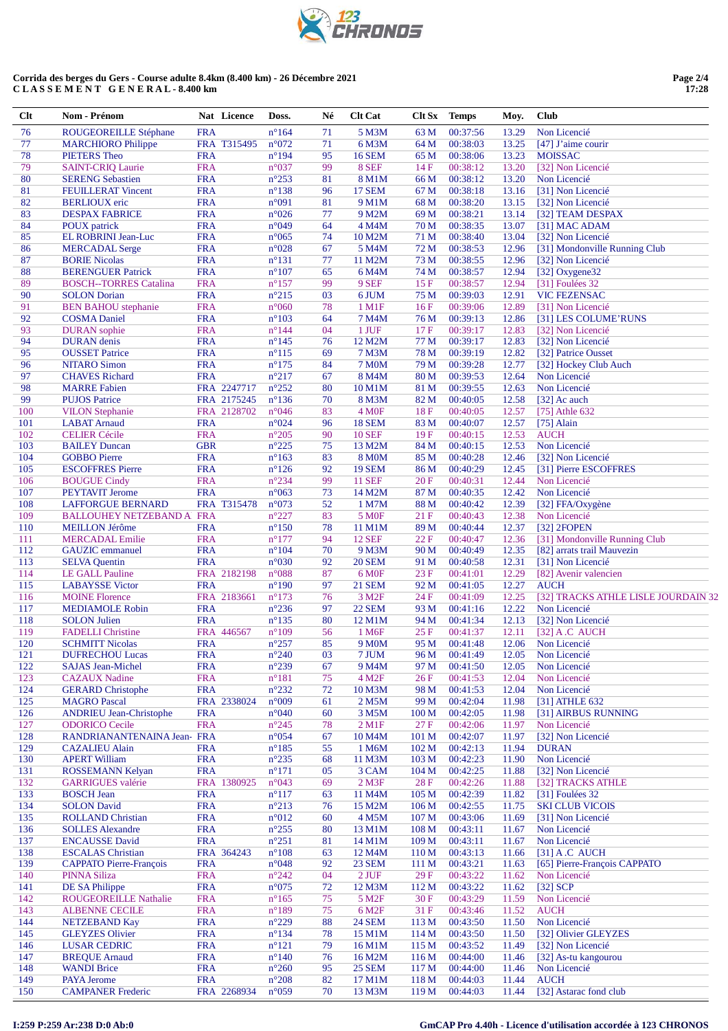**Corrida des berges du Gers - Course adulte 8.4km (8.400 km) - 26 Décembre 2021**
**C L A S S E M E N T  G E N E R A L - 8.400 km**

| Clt | Nom - Prénom | Nat | Licence | Doss. | Né | Clt Cat | Clt Sx | Temps | Moy. | Club |
|---|---|---|---|---|---|---|---|---|---|---|
| 76 | ROUGEOREILLE Stéphane | FRA | | n°164 | 71 | 5 M3M | 63 M | 00:37:56 | 13.29 | Non Licencié |
| 77 | MARCHIORO Philippe | FRA | T315495 | n°072 | 71 | 6 M3M | 64 M | 00:38:03 | 13.25 | [47] J'aime courir |
| 78 | PIETERS Theo | FRA | | n°194 | 95 | 16 SEM | 65 M | 00:38:06 | 13.23 | MOISSAC |
| 79 | SAINT-CRIQ Laurie | FRA | | n°037 | 99 | 8 SEF | 14 F | 00:38:12 | 13.20 | [32] Non Licencié |
| 80 | SERENG Sebastien | FRA | | n°253 | 81 | 8 M1M | 66 M | 00:38:12 | 13.20 | Non Licencié |
| 81 | FEUILLERAT Vincent | FRA | | n°138 | 96 | 17 SEM | 67 M | 00:38:18 | 13.16 | [31] Non Licencié |
| 82 | BERLIOUX eric | FRA | | n°091 | 81 | 9 M1M | 68 M | 00:38:20 | 13.15 | [32] Non Licencié |
| 83 | DESPAX FABRICE | FRA | | n°026 | 77 | 9 M2M | 69 M | 00:38:21 | 13.14 | [32] TEAM DESPAX |
| 84 | POUX patrick | FRA | | n°049 | 64 | 4 M4M | 70 M | 00:38:35 | 13.07 | [31] MAC ADAM |
| 85 | EL ROBRINI Jean-Luc | FRA | | n°065 | 74 | 10 M2M | 71 M | 00:38:40 | 13.04 | [32] Non Licencié |
| 86 | MERCADAL Serge | FRA | | n°028 | 67 | 5 M4M | 72 M | 00:38:53 | 12.96 | [31] Mondonville Running Club |
| 87 | BORIE Nicolas | FRA | | n°131 | 77 | 11 M2M | 73 M | 00:38:55 | 12.96 | [32] Non Licencié |
| 88 | BERENGUER Patrick | FRA | | n°107 | 65 | 6 M4M | 74 M | 00:38:57 | 12.94 | [32] Oxygene32 |
| 89 | BOSCH--TORRES Catalina | FRA | | n°157 | 99 | 9 SEF | 15 F | 00:38:57 | 12.94 | [31] Foulées 32 |
| 90 | SOLON Dorian | FRA | | n°215 | 03 | 6 JUM | 75 M | 00:39:03 | 12.91 | VIC FEZENSAC |
| 91 | BEN BAHOU stephanie | FRA | | n°060 | 78 | 1 M1F | 16 F | 00:39:06 | 12.89 | [31] Non Licencié |
| 92 | COSMA Daniel | FRA | | n°103 | 64 | 7 M4M | 76 M | 00:39:13 | 12.86 | [31] LES COLUME'RUNS |
| 93 | DURAN sophie | FRA | | n°144 | 04 | 1 JUF | 17 F | 00:39:17 | 12.83 | [32] Non Licencié |
| 94 | DURAN denis | FRA | | n°145 | 76 | 12 M2M | 77 M | 00:39:17 | 12.83 | [32] Non Licencié |
| 95 | OUSSET Patrice | FRA | | n°115 | 69 | 7 M3M | 78 M | 00:39:19 | 12.82 | [32] Patrice Ousset |
| 96 | NITARO Simon | FRA | | n°175 | 84 | 7 M0M | 79 M | 00:39:28 | 12.77 | [32] Hockey Club Auch |
| 97 | CHAVES Richard | FRA | | n°217 | 67 | 8 M4M | 80 M | 00:39:53 | 12.64 | Non Licencié |
| 98 | MARRE Fabien | FRA | 2247717 | n°252 | 80 | 10 M1M | 81 M | 00:39:55 | 12.63 | Non Licencié |
| 99 | PUJOS Patrice | FRA | 2175245 | n°136 | 70 | 8 M3M | 82 M | 00:40:05 | 12.58 | [32] Ac auch |
| 100 | VILON Stephanie | FRA | 2128702 | n°046 | 83 | 4 M0F | 18 F | 00:40:05 | 12.57 | [75] Athle 632 |
| 101 | LABAT Arnaud | FRA | | n°024 | 96 | 18 SEM | 83 M | 00:40:07 | 12.57 | [75] Alain |
| 102 | CELIER Cécile | FRA | | n°205 | 90 | 10 SEF | 19 F | 00:40:15 | 12.53 | AUCH |
| 103 | BAILEY Duncan | GBR | | n°225 | 75 | 13 M2M | 84 M | 00:40:15 | 12.53 | Non Licencié |
| 104 | GOBBO Pierre | FRA | | n°163 | 83 | 8 M0M | 85 M | 00:40:28 | 12.46 | [32] Non Licencié |
| 105 | ESCOFFRES Pierre | FRA | | n°126 | 92 | 19 SEM | 86 M | 00:40:29 | 12.45 | [31] Pierre ESCOFFRES |
| 106 | BOUGUE Cindy | FRA | | n°234 | 99 | 11 SEF | 20 F | 00:40:31 | 12.44 | Non Licencié |
| 107 | PEYTAVIT Jerome | FRA | | n°063 | 73 | 14 M2M | 87 M | 00:40:35 | 12.42 | Non Licencié |
| 108 | LAFFORGUE BERNARD | FRA | T315478 | n°073 | 52 | 1 M7M | 88 M | 00:40:42 | 12.39 | [32] FFA/Oxygène |
| 109 | BALLOUHEY NETZEBAND A | FRA | | n°227 | 83 | 5 M0F | 21 F | 00:40:43 | 12.38 | Non Licencié |
| 110 | MEILLON Jérôme | FRA | | n°150 | 78 | 11 M1M | 89 M | 00:40:44 | 12.37 | [32] 2FOPEN |
| 111 | MERCADAL Emilie | FRA | | n°177 | 94 | 12 SEF | 22 F | 00:40:47 | 12.36 | [31] Mondonville Running Club |
| 112 | GAUZIC emmanuel | FRA | | n°104 | 70 | 9 M3M | 90 M | 00:40:49 | 12.35 | [82] arrats trail Mauvezin |
| 113 | SELVA Quentin | FRA | | n°030 | 92 | 20 SEM | 91 M | 00:40:58 | 12.31 | [31] Non Licencié |
| 114 | LE GALL Pauline | FRA | 2182198 | n°088 | 87 | 6 M0F | 23 F | 00:41:01 | 12.29 | [82] Avenir valencien |
| 115 | LABAYSSE Victor | FRA | | n°190 | 97 | 21 SEM | 92 M | 00:41:05 | 12.27 | AUCH |
| 116 | MOINE Florence | FRA | 2183661 | n°173 | 76 | 3 M2F | 24 F | 00:41:09 | 12.25 | [32] TRACKS ATHLE LISLE JOURDAIN 32 |
| 117 | MEDIAMOLE Robin | FRA | | n°236 | 97 | 22 SEM | 93 M | 00:41:16 | 12.22 | Non Licencié |
| 118 | SOLON Julien | FRA | | n°135 | 80 | 12 M1M | 94 M | 00:41:34 | 12.13 | [32] Non Licencié |
| 119 | FADELLI Christine | FRA | 446567 | n°109 | 56 | 1 M6F | 25 F | 00:41:37 | 12.11 | [32] A.C AUCH |
| 120 | SCHMITT Nicolas | FRA | | n°257 | 85 | 9 M0M | 95 M | 00:41:48 | 12.06 | Non Licencié |
| 121 | DUFRECHOU Lucas | FRA | | n°240 | 03 | 7 JUM | 96 M | 00:41:49 | 12.05 | Non Licencié |
| 122 | SAJAS Jean-Michel | FRA | | n°239 | 67 | 9 M4M | 97 M | 00:41:50 | 12.05 | Non Licencié |
| 123 | CAZAUX Nadine | FRA | | n°181 | 75 | 4 M2F | 26 F | 00:41:53 | 12.04 | Non Licencié |
| 124 | GERARD Christophe | FRA | | n°232 | 72 | 10 M3M | 98 M | 00:41:53 | 12.04 | Non Licencié |
| 125 | MAGRO Pascal | FRA | 2338024 | n°009 | 61 | 2 M5M | 99 M | 00:42:04 | 11.98 | [31] ATHLE 632 |
| 126 | ANDRIEU Jean-Christophe | FRA | | n°040 | 60 | 3 M5M | 100 M | 00:42:05 | 11.98 | [31] AIRBUS RUNNING |
| 127 | ODORICO Cecile | FRA | | n°245 | 78 | 2 M1F | 27 F | 00:42:06 | 11.97 | Non Licencié |
| 128 | RANDRIANANTENAINA Jean- | FRA | | n°054 | 67 | 10 M4M | 101 M | 00:42:07 | 11.97 | [32] Non Licencié |
| 129 | CAZALIEU Alain | FRA | | n°185 | 55 | 1 M6M | 102 M | 00:42:13 | 11.94 | DURAN |
| 130 | APERT William | FRA | | n°235 | 68 | 11 M3M | 103 M | 00:42:23 | 11.90 | Non Licencié |
| 131 | ROSSEMANN Kelyan | FRA | | n°171 | 05 | 3 CAM | 104 M | 00:42:25 | 11.88 | [32] Non Licencié |
| 132 | GARRIGUES valérie | FRA | 1380925 | n°043 | 69 | 2 M3F | 28 F | 00:42:26 | 11.88 | [32] TRACKS ATHLE |
| 133 | BOSCH Jean | FRA | | n°117 | 63 | 11 M4M | 105 M | 00:42:39 | 11.82 | [31] Foulées 32 |
| 134 | SOLON David | FRA | | n°213 | 76 | 15 M2M | 106 M | 00:42:55 | 11.75 | SKI CLUB VICOIS |
| 135 | ROLLAND Christian | FRA | | n°012 | 60 | 4 M5M | 107 M | 00:43:06 | 11.69 | [31] Non Licencié |
| 136 | SOLLES Alexandre | FRA | | n°255 | 80 | 13 M1M | 108 M | 00:43:11 | 11.67 | Non Licencié |
| 137 | ENCAUSSE David | FRA | | n°251 | 81 | 14 M1M | 109 M | 00:43:11 | 11.67 | Non Licencié |
| 138 | ESCALAS Christian | FRA | 364243 | n°108 | 63 | 12 M4M | 110 M | 00:43:13 | 11.66 | [31] A.C AUCH |
| 139 | CAPPATO Pierre-François | FRA | | n°048 | 92 | 23 SEM | 111 M | 00:43:21 | 11.63 | [65] Pierre-François CAPPATO |
| 140 | PINNA Siliza | FRA | | n°242 | 04 | 2 JUF | 29 F | 00:43:22 | 11.62 | Non Licencié |
| 141 | DE SA Philippe | FRA | | n°075 | 72 | 12 M3M | 112 M | 00:43:22 | 11.62 | [32] SCP |
| 142 | ROUGEOREILLE Nathalie | FRA | | n°165 | 75 | 5 M2F | 30 F | 00:43:29 | 11.59 | Non Licencié |
| 143 | ALBENNE CECILE | FRA | | n°189 | 75 | 6 M2F | 31 F | 00:43:46 | 11.52 | AUCH |
| 144 | NETZEBAND Kay | FRA | | n°229 | 88 | 24 SEM | 113 M | 00:43:50 | 11.50 | Non Licencié |
| 145 | GLEYZES Olivier | FRA | | n°134 | 78 | 15 M1M | 114 M | 00:43:50 | 11.50 | [32] Olivier GLEYZES |
| 146 | LUSSAN CEDRIC | FRA | | n°121 | 79 | 16 M1M | 115 M | 00:43:52 | 11.49 | [32] Non Licencié |
| 147 | BREQUE Arnaud | FRA | | n°140 | 76 | 16 M2M | 116 M | 00:44:00 | 11.46 | [32] As-tu kangourou |
| 148 | WANDI Brice | FRA | | n°260 | 95 | 25 SEM | 117 M | 00:44:00 | 11.46 | Non Licencié |
| 149 | PAYA Jerome | FRA | | n°208 | 82 | 17 M1M | 118 M | 00:44:03 | 11.44 | AUCH |
| 150 | CAMPANER Frederic | FRA | 2268934 | n°059 | 70 | 13 M3M | 119 M | 00:44:03 | 11.44 | [32] Astarac fond club |

I:259 P:259 Ar:238 D:0 Ab:0

GmCAP Pro 4.40h - Licence d'utilisation accordée à 123 CHRONOS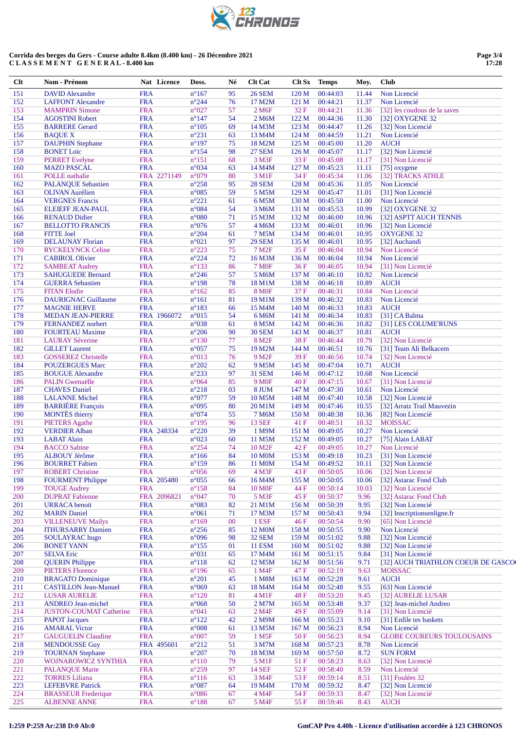**Corrida des berges du Gers - Course adulte 8.4km (8.400 km) - 26 Décembre 2021**
**C L A S S E M E N T G E N E R A L - 8.400 km**

| Clt | Nom - Prénom | Nat | Licence | Doss. | Né | Clt Cat | Clt Sx | Temps | Moy. | Club |
|---|---|---|---|---|---|---|---|---|---|---|
| 151 | DAVID Alexandre | FRA | | n°167 | 95 | 26 SEM | 120 M | 00:44:03 | 11.44 | Non Licencié |
| 152 | LAFFONT Alexandre | FRA | | n°244 | 76 | 17 M2M | 121 M | 00:44:21 | 11.37 | Non Licencié |
| 153 | MRAMBIN Simone | FRA | | n°027 | 57 | 2 M6F | 32 F | 00:44:21 | 11.36 | [32] les coudous de la saves |
| 154 | AGOSTINI Robert | FRA | | n°147 | 54 | 2 M6M | 122 M | 00:44:36 | 11.30 | [32] OXYGENE 32 |
| 155 | BARRERE Gerard | FRA | | n°105 | 69 | 14 M3M | 123 M | 00:44:47 | 11.26 | [32] Non Licencié |
| 156 | BAQUE X | FRA | | n°231 | 63 | 13 M4M | 124 M | 00:44:59 | 11.21 | Non Licencié |
| 157 | DAUPHIN Stephane | FRA | | n°197 | 75 | 18 M2M | 125 M | 00:45:00 | 11.20 | AUCH |
| 158 | BONET Loïc | FRA | | n°154 | 98 | 27 SEM | 126 M | 00:45:07 | 11.17 | [32] Non Licencié |
| 159 | PERRET Evelyne | FRA | | n°151 | 68 | 3 M3F | 33 F | 00:45:08 | 11.17 | [31] Non Licencié |
| 160 | MAZO PASCAL | FRA | | n°034 | 63 | 14 M4M | 127 M | 00:45:23 | 11.11 | [75] oxygene |
| 161 | POLLE nathalie | FRA | 2271149 | n°079 | 80 | 3 M1F | 34 F | 00:45:34 | 11.06 | [32] TRACKS ATHLE |
| 162 | PALANQUE Sebastien | FRA | | n°258 | 95 | 28 SEM | 128 M | 00:45:36 | 11.05 | Non Licencié |
| 163 | OLIVAN Aurélien | FRA | | n°085 | 59 | 5 M5M | 129 M | 00:45:47 | 11.01 | [31] Non Licencié |
| 164 | VERGNES Francis | FRA | | n°221 | 61 | 6 M5M | 130 M | 00:45:50 | 11.00 | Non Licencié |
| 165 | ELEIEFF JEAN-PAUL | FRA | | n°084 | 54 | 3 M6M | 131 M | 00:45:53 | 10.99 | [32] OXYGENE 32 |
| 166 | RENAUD Didier | FRA | | n°080 | 71 | 15 M3M | 132 M | 00:46:00 | 10.96 | [32] ASPTT AUCH TENNIS |
| 167 | BELLOTTO FRANCIS | FRA | | n°076 | 57 | 4 M6M | 133 M | 00:46:01 | 10.96 | [32] Non Licencié |
| 168 | FITTE Joel | FRA | | n°204 | 61 | 7 M5M | 134 M | 00:46:01 | 10.95 | OXYGENE 32 |
| 169 | DELAUNAY Florian | FRA | | n°021 | 97 | 29 SEM | 135 M | 00:46:01 | 10.95 | [32] Auchandi |
| 170 | RYCKELYNCK Celine | FRA | | n°223 | 75 | 7 M2F | 35 F | 00:46:04 | 10.94 | Non Licencié |
| 171 | CABIROL Olivier | FRA | | n°224 | 72 | 16 M3M | 136 M | 00:46:04 | 10.94 | Non Licencié |
| 172 | SAMBEAT Audrey | FRA | | n°133 | 86 | 7 M0F | 36 F | 00:46:05 | 10.94 | [31] Non Licencié |
| 173 | SAHUGUEDE Bernard | FRA | | n°246 | 57 | 5 M6M | 137 M | 00:46:10 | 10.92 | Non Licencié |
| 174 | GUERRA Sebastien | FRA | | n°198 | 78 | 18 M1M | 138 M | 00:46:18 | 10.89 | AUCH |
| 175 | FITAN Elodie | FRA | | n°162 | 85 | 8 M0F | 37 F | 00:46:31 | 10.84 | Non Licencié |
| 176 | DAURIGNAC Guillaume | FRA | | n°161 | 81 | 19 M1M | 139 M | 00:46:32 | 10.83 | Non Licencié |
| 177 | MAGNIE HERVE | FRA | | n°183 | 66 | 15 M4M | 140 M | 00:46:33 | 10.83 | AUCH |
| 178 | MEDAN JEAN-PIERRE | FRA | 1966072 | n°015 | 54 | 6 M6M | 141 M | 00:46:34 | 10.83 | [31] CA Balma |
| 179 | FERNANDEZ norbert | FRA | | n°038 | 61 | 8 M5M | 142 M | 00:46:36 | 10.82 | [31] LES COLUME'RUNS |
| 180 | FOURTEAU Maxime | FRA | | n°206 | 90 | 30 SEM | 143 M | 00:46:37 | 10.81 | AUCH |
| 181 | LAURAY Séverine | FRA | | n°130 | 77 | 8 M2F | 38 F | 00:46:44 | 10.79 | [32] Non Licencié |
| 182 | GILLET Laurent | FRA | | n°057 | 75 | 19 M2M | 144 M | 00:46:51 | 10.76 | [31] Team Ali Belkacem |
| 183 | GOSSEREZ Christelle | FRA | | n°013 | 76 | 9 M2F | 39 F | 00:46:56 | 10.74 | [32] Non Licencié |
| 184 | POUZERGUES Marc | FRA | | n°202 | 62 | 9 M5M | 145 M | 00:47:04 | 10.71 | AUCH |
| 185 | BOUGUE Alexandre | FRA | | n°233 | 97 | 31 SEM | 146 M | 00:47:12 | 10.68 | Non Licencié |
| 186 | PALIN Gwenaëlle | FRA | | n°064 | 85 | 9 M0F | 40 F | 00:47:15 | 10.67 | [31] Non Licencié |
| 187 | CHAVES Daniel | FRA | | n°218 | 03 | 8 JUM | 147 M | 00:47:30 | 10.61 | Non Licencié |
| 188 | LALANNE Michel | FRA | | n°077 | 59 | 10 M5M | 148 M | 00:47:40 | 10.58 | [32] Non Licencié |
| 189 | BARRIÈRE François | FRA | | n°095 | 80 | 20 M1M | 149 M | 00:47:46 | 10.55 | [32] Arratz Trail Mauvezin |
| 190 | MONTÈS thierry | FRA | | n°074 | 55 | 7 M6M | 150 M | 00:48:38 | 10.36 | [82] Non Licencié |
| 191 | PIETERS Agathe | FRA | | n°195 | 96 | 13 SEF | 41 F | 00:48:51 | 10.32 | MOISSAC |
| 192 | VERDIER Alban | FRA | 248334 | n°220 | 39 | 1 M9M | 151 M | 00:49:05 | 10.27 | Non Licencié |
| 193 | LABAT Alain | FRA | | n°023 | 60 | 11 M5M | 152 M | 00:49:05 | 10.27 | [75] Alain LABAT |
| 194 | BACCO Sabine | FRA | | n°254 | 74 | 10 M2F | 42 F | 00:49:05 | 10.27 | Non Licencié |
| 195 | ALBOUY Jérôme | FRA | | n°166 | 84 | 10 M0M | 153 M | 00:49:18 | 10.23 | [31] Non Licencié |
| 196 | BOURRET Fabien | FRA | | n°159 | 86 | 11 M0M | 154 M | 00:49:52 | 10.11 | [32] Non Licencié |
| 197 | ROBERT Christine | FRA | | n°056 | 69 | 4 M3F | 43 F | 00:50:05 | 10.06 | [32] Non Licencié |
| 198 | FOURMENT Philippe | FRA | 205480 | n°055 | 66 | 16 M4M | 155 M | 00:50:05 | 10.06 | [32] Astarac Fond Club |
| 199 | TOUGE Audrey | FRA | | n°158 | 84 | 10 M0F | 44 F | 00:50:14 | 10.03 | [32] Non Licencié |
| 200 | DUPRAT Fabienne | FRA | 2096821 | n°047 | 70 | 5 M3F | 45 F | 00:50:37 | 9.96 | [32] Astarac Fond Club |
| 201 | URRACA benoit | FRA | | n°083 | 82 | 21 M1M | 156 M | 00:50:39 | 9.95 | [32] Non Licencié |
| 202 | MARIN Daniel | FRA | | n°061 | 71 | 17 M3M | 157 M | 00:50:43 | 9.94 | [32] Inscriptionsenligne.fr |
| 203 | VILLENEUVE Mailys | FRA | | n°169 | 00 | 1 ESF | 46 F | 00:50:54 | 9.90 | [65] Non Licencié |
| 204 | ITHURSARRY Damien | FRA | | n°256 | 85 | 12 M0M | 158 M | 00:50:55 | 9.90 | Non Licencié |
| 205 | SOULAYRAC hugo | FRA | | n°096 | 98 | 32 SEM | 159 M | 00:51:02 | 9.88 | [32] Non Licencié |
| 206 | BONET YANN | FRA | | n°155 | 01 | 11 ESM | 160 M | 00:51:02 | 9.88 | [32] Non Licencié |
| 207 | SELVA Eric | FRA | | n°031 | 65 | 17 M4M | 161 M | 00:51:15 | 9.84 | [31] Non Licencié |
| 208 | QUERIN Philippe | FRA | | n°118 | 62 | 12 M5M | 162 M | 00:51:56 | 9.71 | [32] AUCH TRIATHLON COEUR DE GASCO |
| 209 | PIETERS Florence | FRA | | n°196 | 65 | 1 M4F | 47 F | 00:52:19 | 9.63 | MOISSAC |
| 210 | BRAGATO Dominique | FRA | | n°201 | 45 | 1 M8M | 163 M | 00:52:28 | 9.61 | AUCH |
| 211 | CASTILLON Jean-Manuel | FRA | | n°069 | 63 | 18 M4M | 164 M | 00:52:48 | 9.55 | [63] Non Licencié |
| 212 | LUSAR AURELIE | FRA | | n°120 | 81 | 4 M1F | 48 F | 00:53:20 | 9.45 | [32] AURELIE LUSAR |
| 213 | ANDREO Jean-michel | FRA | | n°068 | 50 | 2 M7M | 165 M | 00:53:48 | 9.37 | [32] Jean-michel Andreo |
| 214 | JUSTON-COUMAT Catherine | FRA | | n°041 | 63 | 2 M4F | 49 F | 00:55:09 | 9.14 | [31] Non Licencié |
| 215 | PAPOT Jacques | FRA | | n°122 | 42 | 2 M9M | 166 M | 00:55:23 | 9.10 | [31] Enfile tes baskets |
| 216 | AMARAL Victor | FRA | | n°008 | 61 | 13 M5M | 167 M | 00:56:23 | 8.94 | Non Licencié |
| 217 | GAUGUELIN Claudine | FRA | | n°007 | 59 | 1 M5F | 50 F | 00:56:23 | 8.94 | GLOBE COUREURS TOULOUSAINS |
| 218 | MENDOUSSE Guy | FRA | 495601 | n°212 | 51 | 3 M7M | 168 M | 00:57:23 | 8.78 | Non Licencié |
| 219 | TOURNAN Stephane | FRA | | n°207 | 70 | 18 M3M | 169 M | 00:57:50 | 8.72 | SUN FORM |
| 220 | WOJNAROWICZ SYNTHIA | FRA | | n°110 | 79 | 5 M1F | 51 F | 00:58:23 | 8.63 | [32] Non Licencié |
| 221 | PALANQUE Marie | FRA | | n°259 | 97 | 14 SEF | 52 F | 00:58:40 | 8.59 | Non Licencié |
| 222 | TORRES Liliana | FRA | | n°116 | 63 | 3 M4F | 53 F | 00:59:14 | 8.51 | [31] Foulées 32 |
| 223 | LEFEBVRE Patrick | FRA | | n°087 | 64 | 19 M4M | 170 M | 00:59:32 | 8.47 | [32] Non Licencié |
| 224 | BRASSEUR Frederique | FRA | | n°086 | 67 | 4 M4F | 54 F | 00:59:33 | 8.47 | [32] Non Licencié |
| 225 | ALBENNE ANNE | FRA | | n°188 | 67 | 5 M4F | 55 F | 00:59:46 | 8.43 | AUCH |

I:259 P:259 Ar:238 D:0 Ab:0

GmCAP Pro 4.40h - Licence d'utilisation accordée à 123 CHRONOS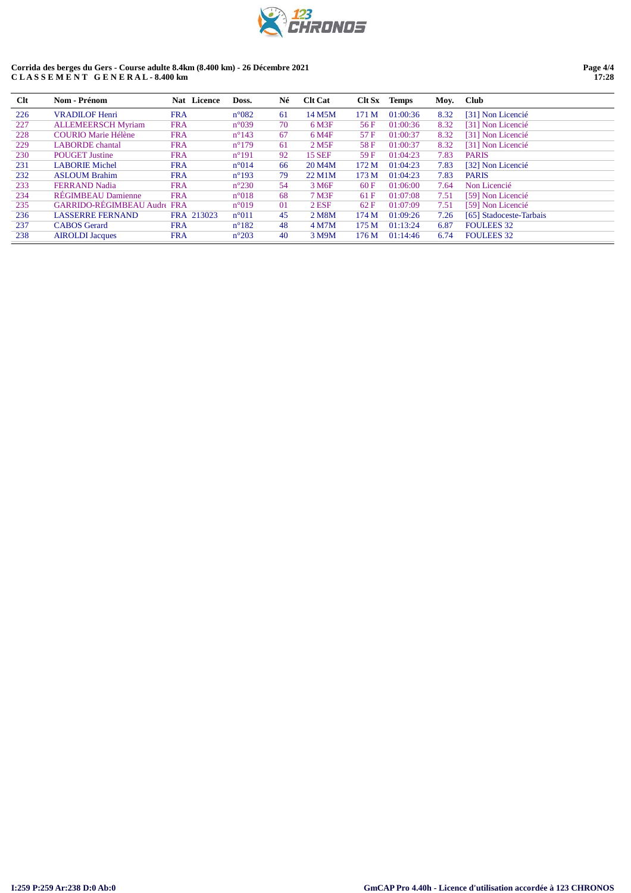**Corrida des berges du Gers - Course adulte 8.4km (8.400 km) - 26 Décembre 2021**
**C L A S S E M E N T   G E N E R A L - 8.400 km**

| Clt | Nom - Prénom | Nat | Licence | Doss. | Né | Clt Cat | Clt Sx | Temps | Moy. | Club |
|---|---|---|---|---|---|---|---|---|---|---|
| 226 | VRADILOF Henri | FRA | | n°082 | 61 | 14 M5M | 171 M | 01:00:36 | 8.32 | [31] Non Licencié |
| 227 | ALLEMEERSCH Myriam | FRA | | n°039 | 70 | 6 M3F | 56 F | 01:00:36 | 8.32 | [31] Non Licencié |
| 228 | COURIO Marie Hélène | FRA | | n°143 | 67 | 6 M4F | 57 F | 01:00:37 | 8.32 | [31] Non Licencié |
| 229 | LABORDE chantal | FRA | | n°179 | 61 | 2 M5F | 58 F | 01:00:37 | 8.32 | [31] Non Licencié |
| 230 | POUGET Justine | FRA | | n°191 | 92 | 15 SEF | 59 F | 01:04:23 | 7.83 | PARIS |
| 231 | LABORIE Michel | FRA | | n°014 | 66 | 20 M4M | 172 M | 01:04:23 | 7.83 | [32] Non Licencié |
| 232 | ASLOUM Brahim | FRA | | n°193 | 79 | 22 M1M | 173 M | 01:04:23 | 7.83 | PARIS |
| 233 | FERRAND Nadia | FRA | | n°230 | 54 | 3 M6F | 60 F | 01:06:00 | 7.64 | Non Licencié |
| 234 | RÉGIMBEAU Damienne | FRA | | n°018 | 68 | 7 M3F | 61 F | 01:07:08 | 7.51 | [59] Non Licencié |
| 235 | GARRIDO-RÉGIMBEAU Audre | FRA | | n°019 | 01 | 2 ESF | 62 F | 01:07:09 | 7.51 | [59] Non Licencié |
| 236 | LASSERRE FERNAND | FRA | 213023 | n°011 | 45 | 2 M8M | 174 M | 01:09:26 | 7.26 | [65] Stadoceste-Tarbais |
| 237 | CABOS Gerard | FRA | | n°182 | 48 | 4 M7M | 175 M | 01:13:24 | 6.87 | FOULEES 32 |
| 238 | AIROLDI Jacques | FRA | | n°203 | 40 | 3 M9M | 176 M | 01:14:46 | 6.74 | FOULEES 32 |

I:259 P:259 Ar:238 D:0 Ab:0

GmCAP Pro 4.40h - Licence d'utilisation accordée à 123 CHRONOS